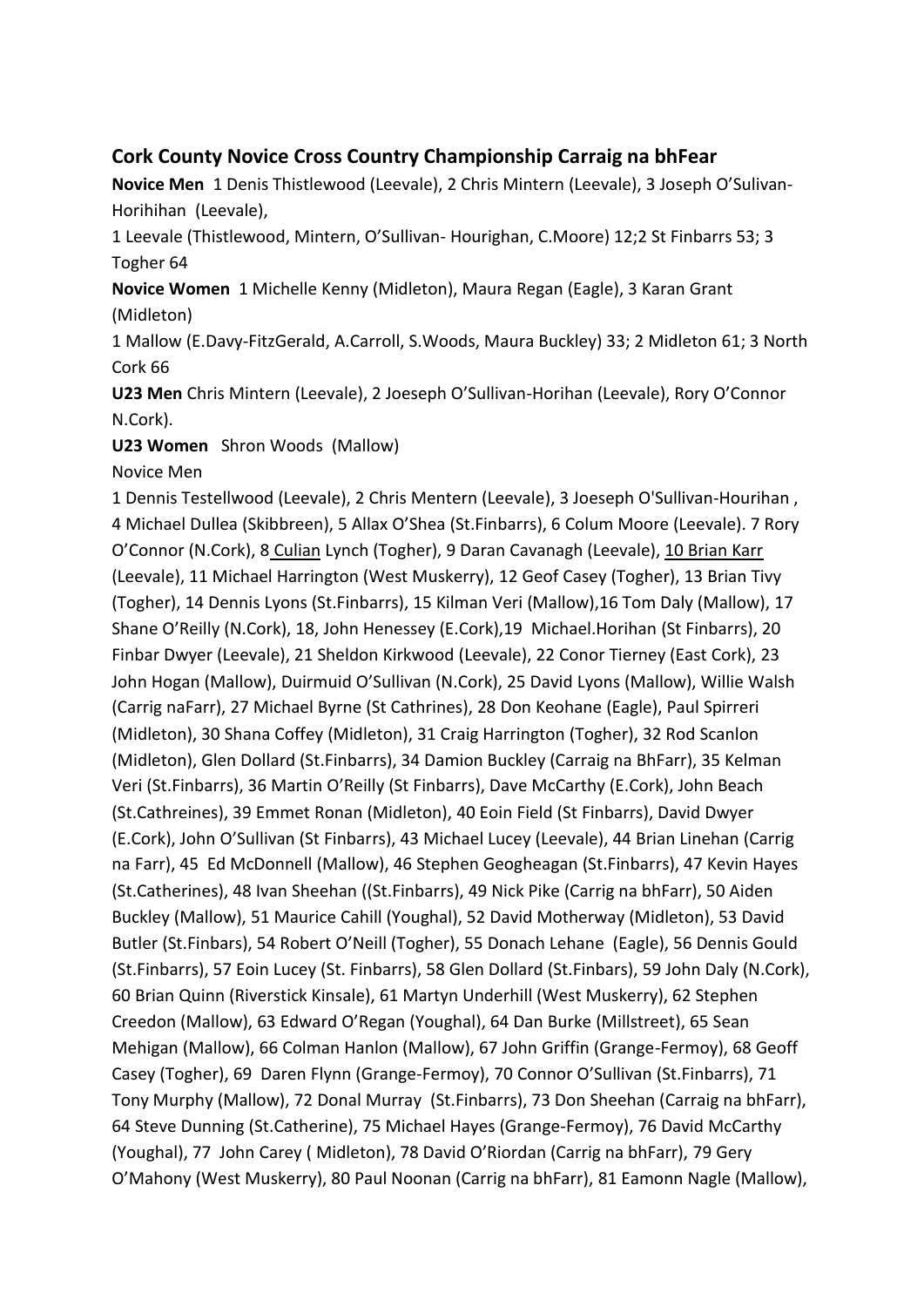## Cork County Novice Cross Country Championship Carraig na bhFear

**Novice Men** 1 Denis Thistlewood (Leevale), 2 Chris Mintern (Leevale), 3 Joseph O'Sulivan-Horihihan (Leevale),

1 Leevale (Thistlewood, Mintern, O'Sullivan- Hourighan, C.Moore) 12;2 St Finbarrs 53; 3 Togher 64

**Novice Women** 1 Michelle Kenny (Midleton), Maura Regan (Eagle), 3 Karan Grant (Midleton)

1 Mallow (E.Davy-FitzGerald, A.Carroll, S.Woods, Maura Buckley) 33; 2 Midleton 61; 3 North Cork 66

**U23 Men** Chris Mintern (Leevale), 2 Joeseph O'Sullivan-Horihan (Leevale), Rory O'Connor N.Cork).

**U23 Women** Shron Woods (Mallow)

Novice Men

1 Dennis Testellwood (Leevale), 2 Chris Mentern (Leevale), 3 Joeseph O'Sullivan-Hourihan , 4 Michael Dullea (Skibbreen), 5 Allax O'Shea (St.Finbarrs), 6 Colum Moore (Leevale). 7 Rory O'Connor (N.Cork), 8 Culian Lynch (Togher), 9 Daran Cavanagh (Leevale), 10 Brian Karr (Leevale), 11 Michael Harrington (West Muskerry), 12 Geof Casey (Togher), 13 Brian Tivy (Togher), 14 Dennis Lyons (St.Finbarrs), 15 Kilman Veri (Mallow),16 Tom Daly (Mallow), 17 Shane O'Reilly (N.Cork), 18, John Henessey (E.Cork),19 Michael.Horihan (St Finbarrs), 20 Finbar Dwyer (Leevale), 21 Sheldon Kirkwood (Leevale), 22 Conor Tierney (East Cork), 23 John Hogan (Mallow), Duirmuid O'Sullivan (N.Cork), 25 David Lyons (Mallow), Willie Walsh (Carrig naFarr), 27 Michael Byrne (St Cathrines), 28 Don Keohane (Eagle), Paul Spirreri (Midleton), 30 Shana Coffey (Midleton), 31 Craig Harrington (Togher), 32 Rod Scanlon (Midleton), Glen Dollard (St.Finbarrs), 34 Damion Buckley (Carraig na BhFarr), 35 Kelman Veri (St.Finbarrs), 36 Martin O'Reilly (St Finbarrs), Dave McCarthy (E.Cork), John Beach (St.Cathreines), 39 Emmet Ronan (Midleton), 40 Eoin Field (St Finbarrs), David Dwyer (E.Cork), John O'Sullivan (St Finbarrs), 43 Michael Lucey (Leevale), 44 Brian Linehan (Carrig na Farr), 45 Ed McDonnell (Mallow), 46 Stephen Geogheagan (St.Finbarrs), 47 Kevin Hayes (St.Catherines), 48 Ivan Sheehan ((St.Finbarrs), 49 Nick Pike (Carrig na bhFarr), 50 Aiden Buckley (Mallow), 51 Maurice Cahill (Youghal), 52 David Motherway (Midleton), 53 David Butler (St.Finbars), 54 Robert O'Neill (Togher), 55 Donach Lehane (Eagle), 56 Dennis Gould (St.Finbarrs), 57 Eoin Lucey (St. Finbarrs), 58 Glen Dollard (St.Finbars), 59 John Daly (N.Cork), 60 Brian Quinn (Riverstick Kinsale), 61 Martyn Underhill (West Muskerry), 62 Stephen Creedon (Mallow), 63 Edward O'Regan (Youghal), 64 Dan Burke (Millstreet), 65 Sean Mehigan (Mallow), 66 Colman Hanlon (Mallow), 67 John Griffin (Grange-Fermoy), 68 Geoff Casey (Togher), 69 Daren Flynn (Grange-Fermoy), 70 Connor O'Sullivan (St.Finbarrs), 71 Tony Murphy (Mallow), 72 Donal Murray (St.Finbarrs), 73 Don Sheehan (Carraig na bhFarr), 64 Steve Dunning (St.Catherine), 75 Michael Hayes (Grange-Fermoy), 76 David McCarthy (Youghal), 77 John Carey ( Midleton), 78 David O'Riordan (Carrig na bhFarr), 79 Gery O'Mahony (West Muskerry), 80 Paul Noonan (Carrig na bhFarr), 81 Eamonn Nagle (Mallow),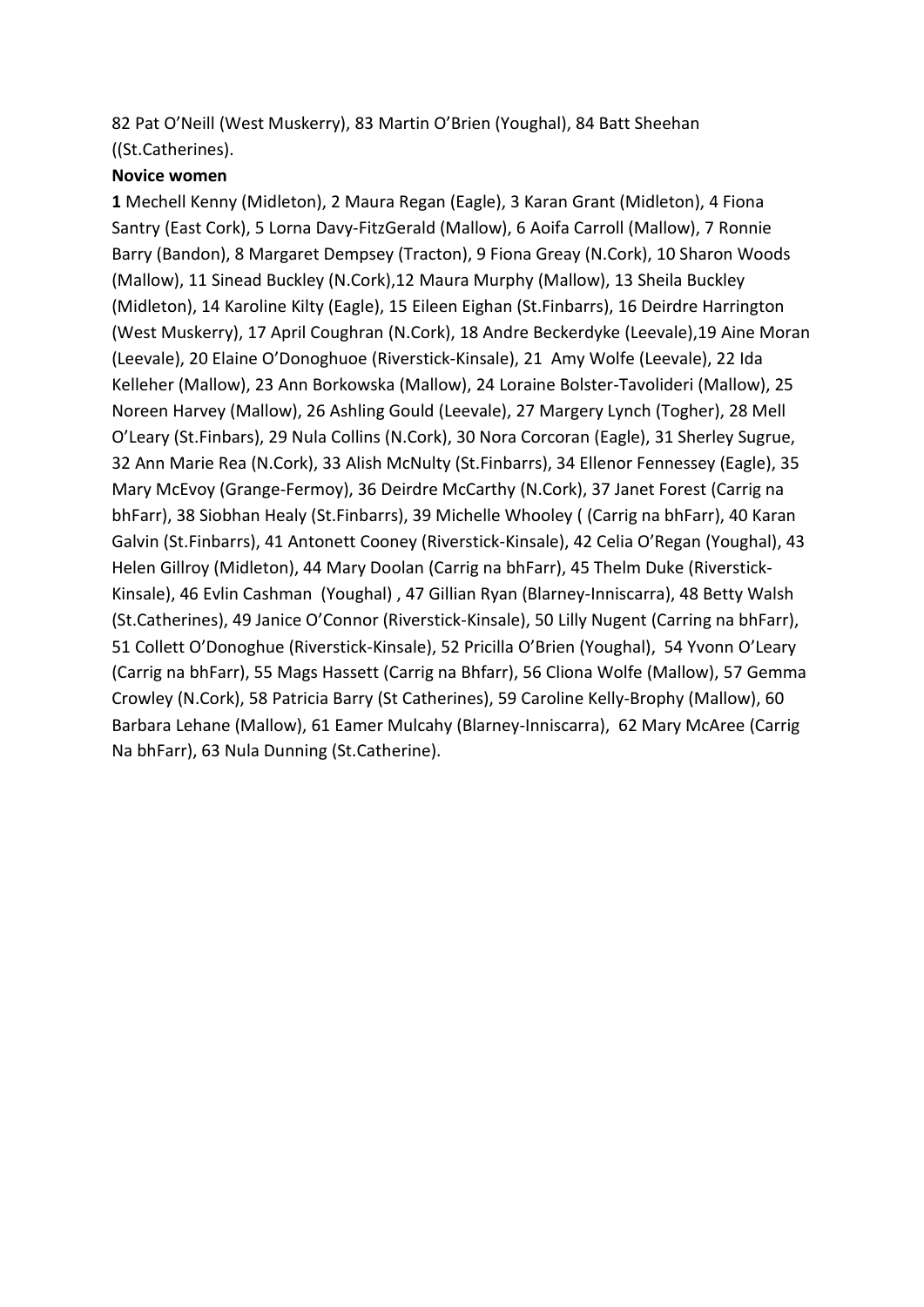82 Pat O'Neill (West Muskerry), 83 Martin O'Brien (Youghal), 84 Batt Sheehan ((St.Catherines).

**Novice women**

**1** Mechell Kenny (Midleton), 2 Maura Regan (Eagle), 3 Karan Grant (Midleton), 4 Fiona Santry (East Cork), 5 Lorna Davy-FitzGerald (Mallow), 6 Aoifa Carroll (Mallow), 7 Ronnie Barry (Bandon), 8 Margaret Dempsey (Tracton), 9 Fiona Greay (N.Cork), 10 Sharon Woods (Mallow), 11 Sinead Buckley (N.Cork),12 Maura Murphy (Mallow), 13 Sheila Buckley (Midleton), 14 Karoline Kilty (Eagle), 15 Eileen Eighan (St.Finbarrs), 16 Deirdre Harrington (West Muskerry), 17 April Coughran (N.Cork), 18 Andre Beckerdyke (Leevale),19 Aine Moran (Leevale), 20 Elaine O'Donoghuoe (Riverstick-Kinsale), 21 Amy Wolfe (Leevale), 22 Ida Kelleher (Mallow), 23 Ann Borkowska (Mallow), 24 Loraine Bolster-Tavolideri (Mallow), 25 Noreen Harvey (Mallow), 26 Ashling Gould (Leevale), 27 Margery Lynch (Togher), 28 Mell O'Leary (St.Finbars), 29 Nula Collins (N.Cork), 30 Nora Corcoran (Eagle), 31 Sherley Sugrue, 32 Ann Marie Rea (N.Cork), 33 Alish McNulty (St.Finbarrs), 34 Ellenor Fennessey (Eagle), 35 Mary McEvoy (Grange-Fermoy), 36 Deirdre McCarthy (N.Cork), 37 Janet Forest (Carrig na bhFarr), 38 Siobhan Healy (St.Finbarrs), 39 Michelle Whooley ( (Carrig na bhFarr), 40 Karan Galvin (St.Finbarrs), 41 Antonett Cooney (Riverstick-Kinsale), 42 Celia O'Regan (Youghal), 43 Helen Gillroy (Midleton), 44 Mary Doolan (Carrig na bhFarr), 45 Thelm Duke (Riverstick-Kinsale), 46 Evlin Cashman (Youghal) , 47 Gillian Ryan (Blarney-Inniscarra), 48 Betty Walsh (St.Catherines), 49 Janice O'Connor (Riverstick-Kinsale), 50 Lilly Nugent (Carring na bhFarr), 51 Collett O'Donoghue (Riverstick-Kinsale), 52 Pricilla O'Brien (Youghal), 54 Yvonn O'Leary (Carrig na bhFarr), 55 Mags Hassett (Carrig na Bhfarr), 56 Cliona Wolfe (Mallow), 57 Gemma Crowley (N.Cork), 58 Patricia Barry (St Catherines), 59 Caroline Kelly-Brophy (Mallow), 60 Barbara Lehane (Mallow), 61 Eamer Mulcahy (Blarney-Inniscarra), 62 Mary McAree (Carrig Na bhFarr), 63 Nula Dunning (St.Catherine).